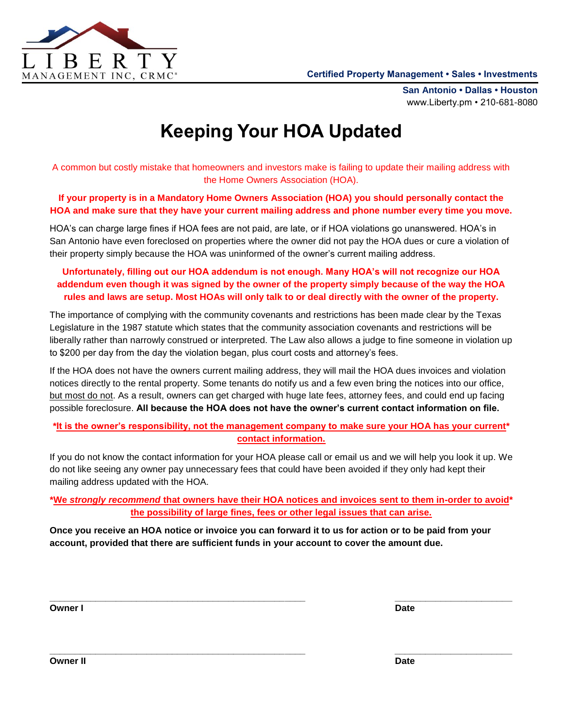LIBERTY
MANAGEMENT INC, CRMC®

**Certified Property Management • Sales • Investments**

**San Antonio • Dallas • Houston**
www.Liberty.pm • 210-681-8080

# Keeping Your HOA Updated

A common but costly mistake that homeowners and investors make is failing to update their mailing address with the Home Owners Association (HOA).

**If your property is in a Mandatory Home Owners Association (HOA) you should personally contact the HOA and make sure that they have your current mailing address and phone number every time you move.**

HOA's can charge large fines if HOA fees are not paid, are late, or if HOA violations go unanswered. HOA's in San Antonio have even foreclosed on properties where the owner did not pay the HOA dues or cure a violation of their property simply because the HOA was uninformed of the owner's current mailing address.

**Unfortunately, filling out our HOA addendum is not enough. Many HOA's will not recognize our HOA addendum even though it was signed by the owner of the property simply because of the way the HOA rules and laws are setup. Most HOAs will only talk to or deal directly with the owner of the property.**

The importance of complying with the community covenants and restrictions has been made clear by the Texas Legislature in the 1987 statute which states that the community association covenants and restrictions will be liberally rather than narrowly construed or interpreted. The Law also allows a judge to fine someone in violation up to $200 per day from the day the violation began, plus court costs and attorney's fees.

If the HOA does not have the owners current mailing address, they will mail the HOA dues invoices and violation notices directly to the rental property. Some tenants do notify us and a few even bring the notices into our office, but most do not. As a result, owners can get charged with huge late fees, attorney fees, and could end up facing possible foreclosure. **All because the HOA does not have the owner's current contact information on file.**

**\*It is the owner's responsibility, not the management company to make sure your HOA has your current\* contact information.**

If you do not know the contact information for your HOA please call or email us and we will help you look it up. We do not like seeing any owner pay unnecessary fees that could have been avoided if they only had kept their mailing address updated with the HOA.

**\*We *strongly recommend* that owners have their HOA notices and invoices sent to them in-order to avoid\* the possibility of large fines, fees or other legal issues that can arise.**

**Once you receive an HOA notice or invoice you can forward it to us for action or to be paid from your account, provided that there are sufficient funds in your account to cover the amount due.**

\_\_\_\_\_\_\_\_\_\_\_\_\_\_\_\_\_\_\_\_\_\_\_\_\_\_\_\_\_\_\_\_\_\_\_\_\_\_\_\_ \_\_\_\_\_\_\_\_\_\_\_\_\_\_\_\_\_\_\_\_
**Owner I** **Date**

\_\_\_\_\_\_\_\_\_\_\_\_\_\_\_\_\_\_\_\_\_\_\_\_\_\_\_\_\_\_\_\_\_\_\_\_\_\_\_\_ \_\_\_\_\_\_\_\_\_\_\_\_\_\_\_\_\_\_\_\_
**Owner II** **Date**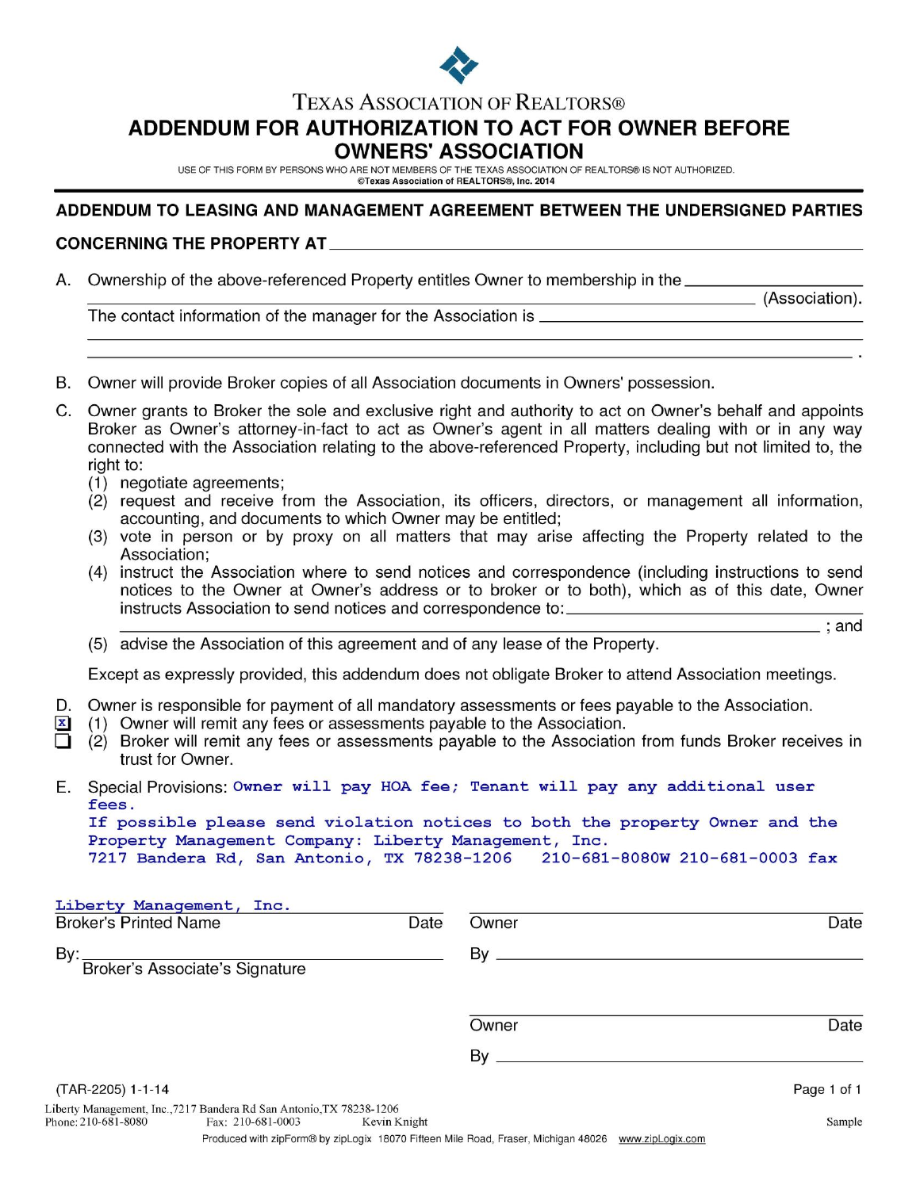TEXAS ASSOCIATION OF REALTORS®

# ADDENDUM FOR AUTHORIZATION TO ACT FOR OWNER BEFORE OWNERS' ASSOCIATION

USE OF THIS FORM BY PERSONS WHO ARE NOT MEMBERS OF THE TEXAS ASSOCIATION OF REALTORS® IS NOT AUTHORIZED.
©Texas Association of REALTORS®, Inc. 2014

## ADDENDUM TO LEASING AND MANAGEMENT AGREEMENT BETWEEN THE UNDERSIGNED PARTIES

**CONCERNING THE PROPERTY AT** ______________________________

A. Ownership of the above-referenced Property entitles Owner to membership in the ______________________________ (Association). The contact information of the manager for the Association is ______________________________.

B. Owner will provide Broker copies of all Association documents in Owners' possession.

C. Owner grants to Broker the sole and exclusive right and authority to act on Owner's behalf and appoints Broker as Owner's attorney-in-fact to act as Owner's agent in all matters dealing with or in any way connected with the Association relating to the above-referenced Property, including but not limited to, the right to:
   (1) negotiate agreements;
   (2) request and receive from the Association, its officers, directors, or management all information, accounting, and documents to which Owner may be entitled;
   (3) vote in person or by proxy on all matters that may arise affecting the Property related to the Association;
   (4) instruct the Association where to send notices and correspondence (including instructions to send notices to the Owner at Owner's address or to broker or to both), which as of this date, Owner instructs Association to send notices and correspondence to: ______________________________ ; and
   (5) advise the Association of this agreement and of any lease of the Property.

   Except as expressly provided, this addendum does not obligate Broker to attend Association meetings.

D. Owner is responsible for payment of all mandatory assessments or fees payable to the Association.
   [x] (1) Owner will remit any fees or assessments payable to the Association.
   [ ] (2) Broker will remit any fees or assessments payable to the Association from funds Broker receives in trust for Owner.

E. Special Provisions: Owner will pay HOA fee; Tenant will pay any additional user fees.
   If possible please send violation notices to both the property Owner and the Property Management Company: Liberty Management, Inc.
   7217 Bandera Rd, San Antonio, TX 78238-1206 210-681-8080W 210-681-0003 fax

| | |
|---|---|
| Liberty Management, Inc. | |
| Broker's Printed Name Date | Owner Date |
| By: ______________________ Broker's Associate's Signature | By ______________________ |
| | Owner Date |
| | By ______________________ |

(TAR-2205) 1-1-14

Liberty Management, Inc.,7217 Bandera Rd San Antonio,TX 78238-1206
Phone: 210-681-8080 Fax: 210-681-0003 Kevin Knight Sample
Produced with zipForm® by zipLogix 18070 Fifteen Mile Road, Fraser, Michigan 48026 www.zipLogix.com